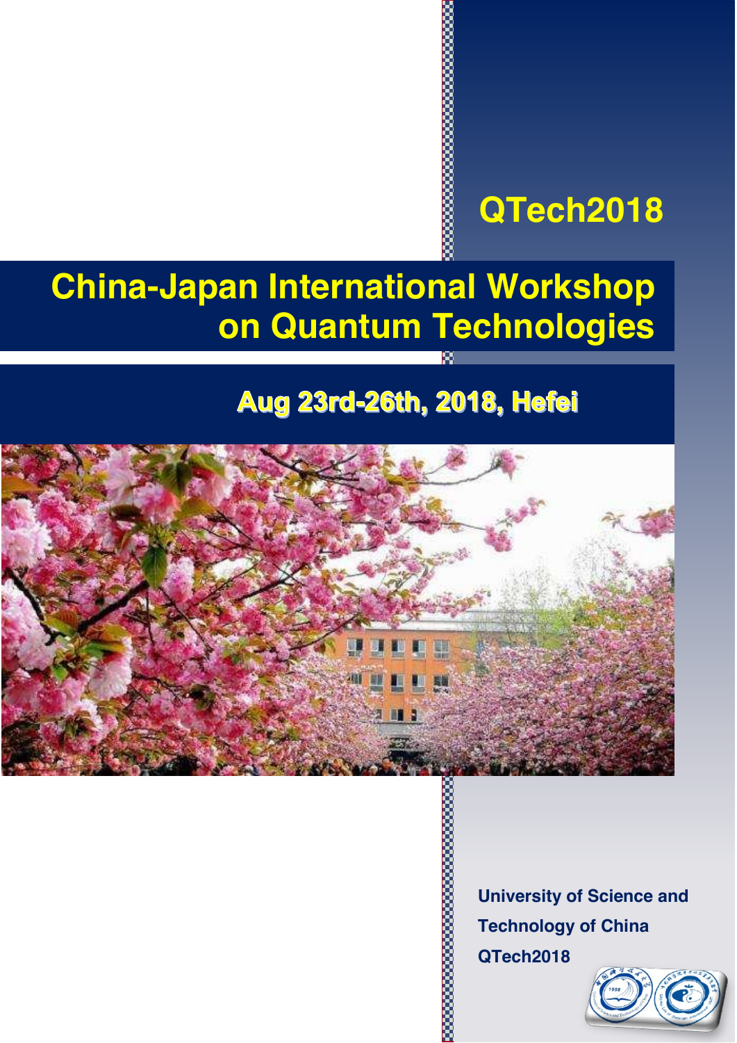# QTech2018

# China-Japan International Workshop on Quantum Technologies

## Aug 23rd-26th, 2018, Hefei

**University of Science and Technology of China**

**QTech2018**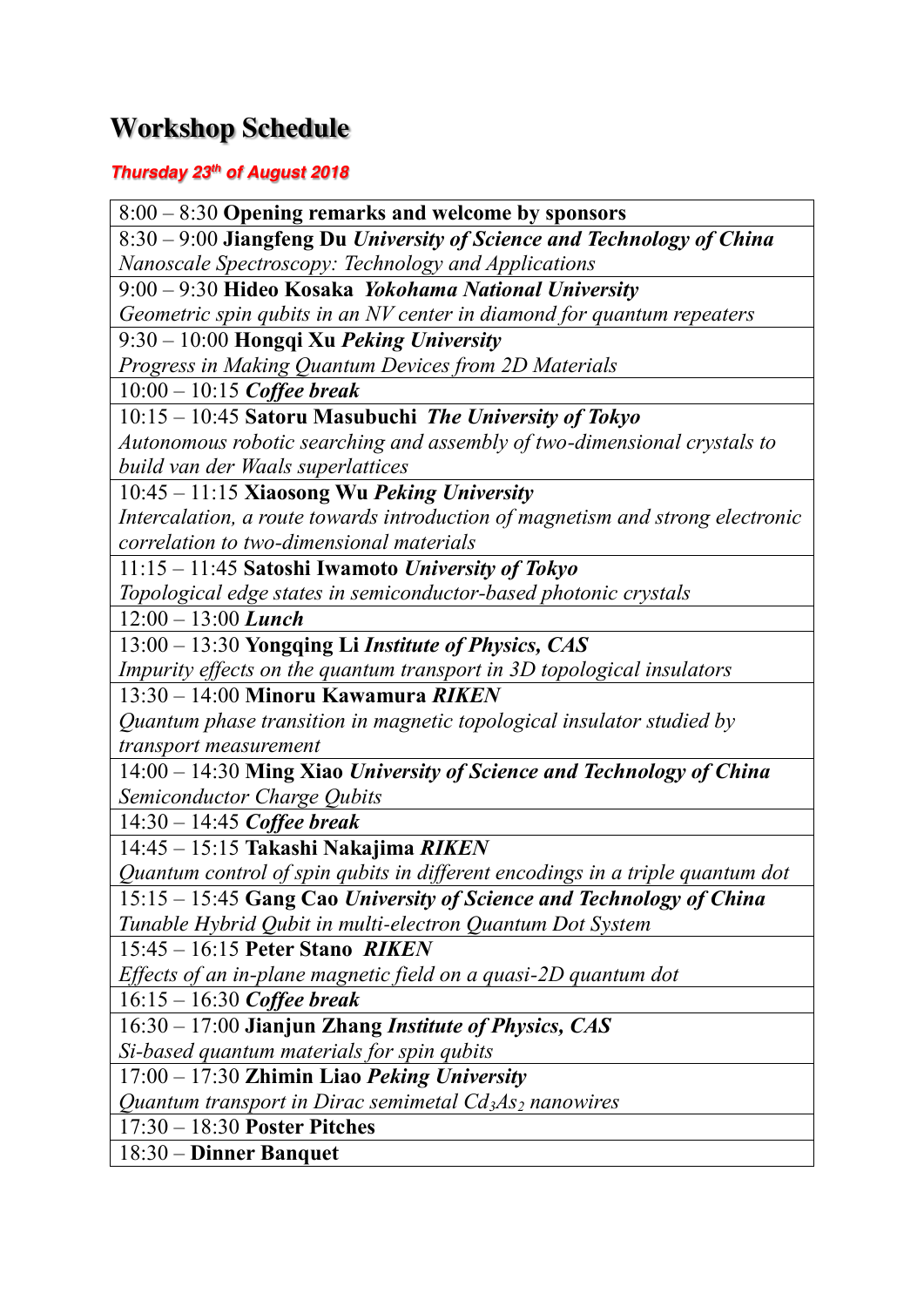# Workshop Schedule

***Thursday 23th of August 2018***

| |
|---|
| 8:00 – 8:30 **Opening remarks and welcome by sponsors** |
| 8:30 – 9:00 **Jiangfeng Du** ***University of Science and Technology of China*** *Nanoscale Spectroscopy: Technology and Applications* |
| 9:00 – 9:30 **Hideo Kosaka** ***Yokohama National University*** *Geometric spin qubits in an NV center in diamond for quantum repeaters* |
| 9:30 – 10:00 **Hongqi Xu** ***Peking University*** *Progress in Making Quantum Devices from 2D Materials* |
| 10:00 – 10:15 ***Coffee break*** |
| 10:15 – 10:45 **Satoru Masubuchi** ***The University of Tokyo*** *Autonomous robotic searching and assembly of two-dimensional crystals to build van der Waals superlattices* |
| 10:45 – 11:15 **Xiaosong Wu** ***Peking University*** *Intercalation, a route towards introduction of magnetism and strong electronic correlation to two-dimensional materials* |
| 11:15 – 11:45 **Satoshi Iwamoto** ***University of Tokyo*** *Topological edge states in semiconductor-based photonic crystals* |
| 12:00 – 13:00 ***Lunch*** |
| 13:00 – 13:30 **Yongqing Li** ***Institute of Physics, CAS*** *Impurity effects on the quantum transport in 3D topological insulators* |
| 13:30 – 14:00 **Minoru Kawamura** ***RIKEN*** *Quantum phase transition in magnetic topological insulator studied by transport measurement* |
| 14:00 – 14:30 **Ming Xiao** ***University of Science and Technology of China*** *Semiconductor Charge Qubits* |
| 14:30 – 14:45 ***Coffee break*** |
| 14:45 – 15:15 **Takashi Nakajima** ***RIKEN*** *Quantum control of spin qubits in different encodings in a triple quantum dot* |
| 15:15 – 15:45 **Gang Cao** ***University of Science and Technology of China*** *Tunable Hybrid Qubit in multi-electron Quantum Dot System* |
| 15:45 – 16:15 **Peter Stano** ***RIKEN*** *Effects of an in-plane magnetic field on a quasi-2D quantum dot* |
| 16:15 – 16:30 ***Coffee break*** |
| 16:30 – 17:00 **Jianjun Zhang** ***Institute of Physics, CAS*** *Si-based quantum materials for spin qubits* |
| 17:00 – 17:30 **Zhimin Liao** ***Peking University*** *Quantum transport in Dirac semimetal $Cd_3As_2$ nanowires* |
| 17:30 – 18:30 **Poster Pitches** |
| 18:30 – **Dinner Banquet** |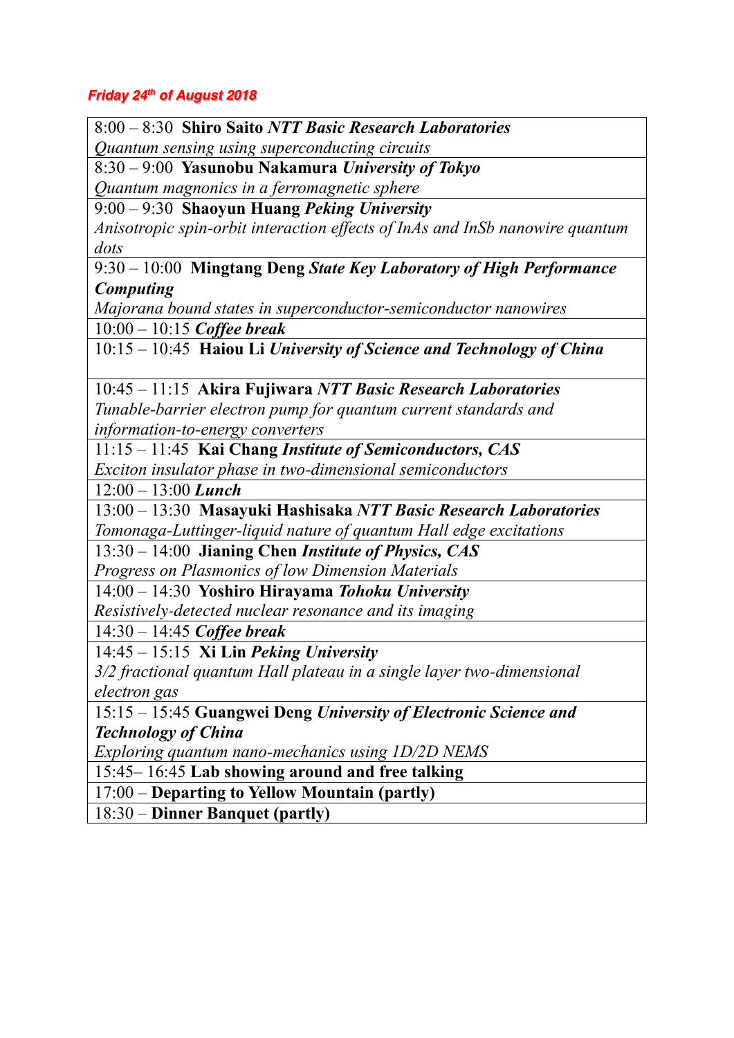***Friday 24th of August 2018***

| |
|---|
| 8:00 – 8:30 **Shiro Saito** ***NTT Basic Research Laboratories***<br>*Quantum sensing using superconducting circuits* |
| 8:30 – 9:00 **Yasunobu Nakamura** ***University of Tokyo***<br>*Quantum magnonics in a ferromagnetic sphere* |
| 9:00 – 9:30 **Shaoyun Huang** ***Peking University***<br>*Anisotropic spin-orbit interaction effects of InAs and InSb nanowire quantum dots* |
| 9:30 – 10:00 **Mingtang Deng** ***State Key Laboratory of High Performance Computing***<br>*Majorana bound states in superconductor-semiconductor nanowires* |
| 10:00 – 10:15 ***Coffee break*** |
| 10:15 – 10:45 **Haiou Li** ***University of Science and Technology of China*** |
| 10:45 – 11:15 **Akira Fujiwara** ***NTT Basic Research Laboratories***<br>*Tunable-barrier electron pump for quantum current standards and information-to-energy converters* |
| 11:15 – 11:45 **Kai Chang** ***Institute of Semiconductors, CAS***<br>*Exciton insulator phase in two-dimensional semiconductors* |
| 12:00 – 13:00 ***Lunch*** |
| 13:00 – 13:30 **Masayuki Hashisaka** ***NTT Basic Research Laboratories***<br>*Tomonaga-Luttinger-liquid nature of quantum Hall edge excitations* |
| 13:30 – 14:00 **Jianing Chen** ***Institute of Physics, CAS***<br>*Progress on Plasmonics of low Dimension Materials* |
| 14:00 – 14:30 **Yoshiro Hirayama** ***Tohoku University***<br>*Resistively-detected nuclear resonance and its imaging* |
| 14:30 – 14:45 ***Coffee break*** |
| 14:45 – 15:15 **Xi Lin** ***Peking University***<br>*3/2 fractional quantum Hall plateau in a single layer two-dimensional electron gas* |
| 15:15 – 15:45 **Guangwei Deng** ***University of Electronic Science and Technology of China***<br>*Exploring quantum nano-mechanics using 1D/2D NEMS* |
| 15:45– 16:45 **Lab showing around and free talking** |
| 17:00 – **Departing to Yellow Mountain (partly)** |
| 18:30 – **Dinner Banquet (partly)** |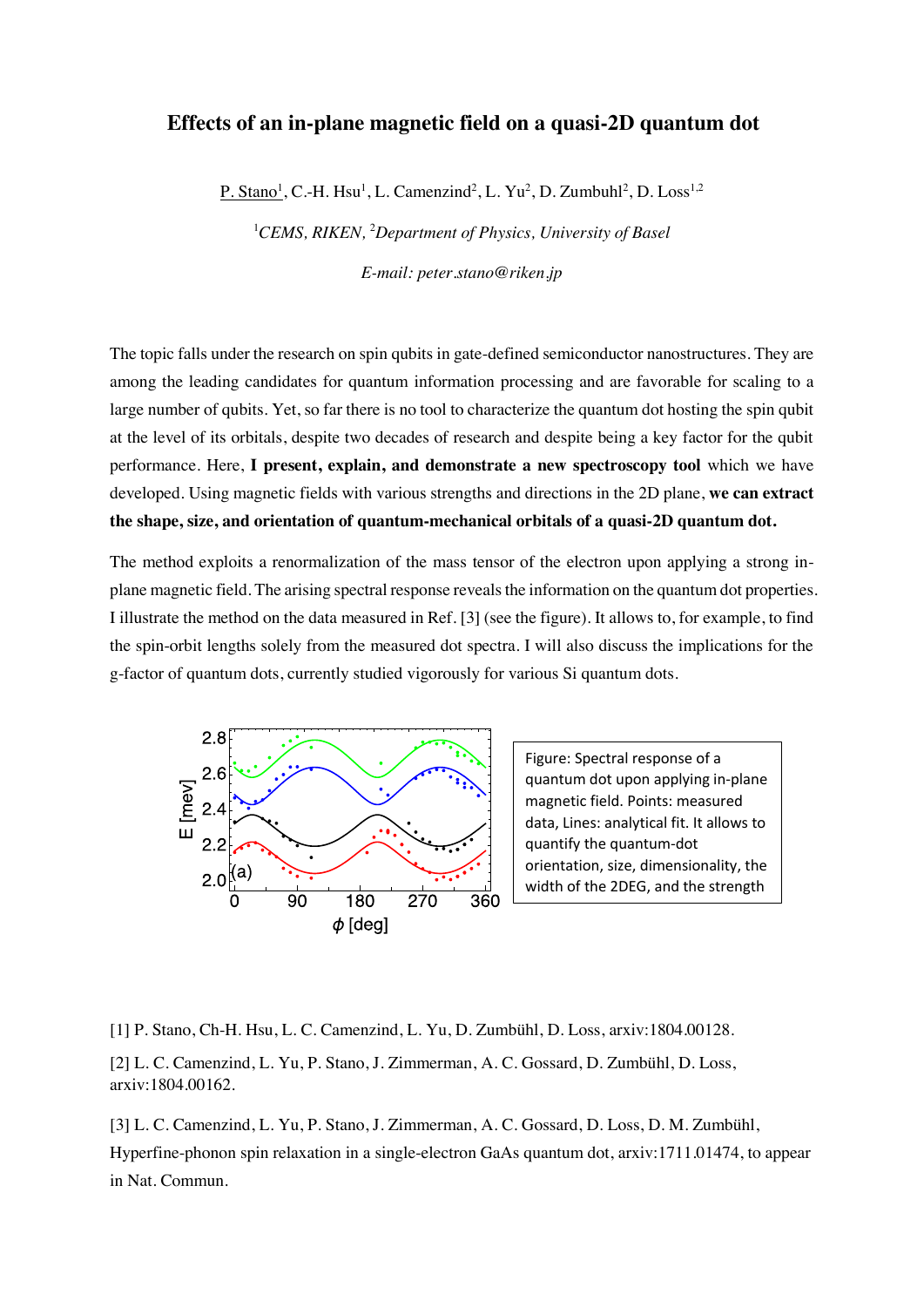# Effects of an in-plane magnetic field on a quasi-2D quantum dot

P. Stano[1], C.-H. Hsu[1], L. Camenzind[2], L. Yu[2], D. Zumbuhl[2], D. Loss[1,2]

[1]*CEMS, RIKEN,* [2]*Department of Physics, University of Basel*

*E-mail: peter.stano@riken.jp*

The topic falls under the research on spin qubits in gate-defined semiconductor nanostructures. They are among the leading candidates for quantum information processing and are favorable for scaling to a large number of qubits. Yet, so far there is no tool to characterize the quantum dot hosting the spin qubit at the level of its orbitals, despite two decades of research and despite being a key factor for the qubit performance. Here, **I present, explain, and demonstrate a new spectroscopy tool** which we have developed. Using magnetic fields with various strengths and directions in the 2D plane, **we can extract the shape, size, and orientation of quantum-mechanical orbitals of a quasi-2D quantum dot.**

The method exploits a renormalization of the mass tensor of the electron upon applying a strong in-plane magnetic field. The arising spectral response reveals the information on the quantum dot properties. I illustrate the method on the data measured in Ref. [3] (see the figure). It allows to, for example, to find the spin-orbit lengths solely from the measured dot spectra. I will also discuss the implications for the g-factor of quantum dots, currently studied vigorously for various Si quantum dots.

E [mev]
2.8
2.6
2.4
2.2
2.0
(a)
0
90
180
270
360
$\phi$ [deg]

Figure: Spectral response of a quantum dot upon applying in-plane magnetic field. Points: measured data, Lines: analytical fit. It allows to quantify the quantum-dot orientation, size, dimensionality, the width of the 2DEG, and the strength

[1] P. Stano, Ch-H. Hsu, L. C. Camenzind, L. Yu, D. Zumbühl, D. Loss, arxiv:1804.00128.

[2] L. C. Camenzind, L. Yu, P. Stano, J. Zimmerman, A. C. Gossard, D. Zumbühl, D. Loss, arxiv:1804.00162.

[3] L. C. Camenzind, L. Yu, P. Stano, J. Zimmerman, A. C. Gossard, D. Loss, D. M. Zumbühl, Hyperfine-phonon spin relaxation in a single-electron GaAs quantum dot, arxiv:1711.01474, to appear in Nat. Commun.